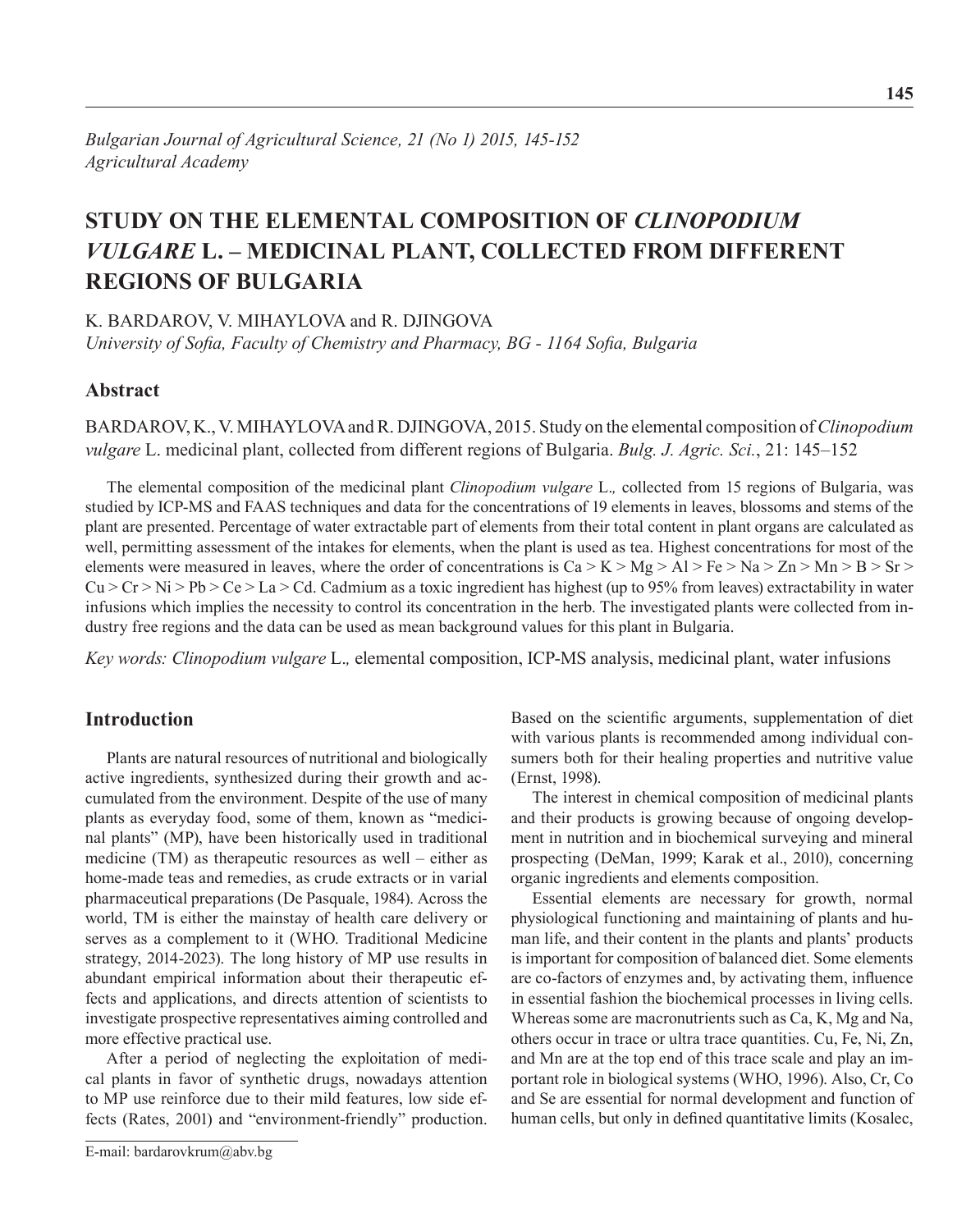# STUDY ON THE ELEMENTAL COMPOSITION OF *CLINOPODIUM VULGARE* L. – MEDICINAL PLANT, COLLECTED FROM DIFFERENT REGIONS OF BULGARIA

K. BARDAROV, V. MIHAYLOVA and R. DJINGOVA

*University of Sofia, Faculty of Chemistry and Pharmacy, BG - 1164 Sofia, Bulgaria*

## Abstract

BARDAROV, K., V. MIHAYLOVA and R. DJINGOVA, 2015. Study on the elemental composition of *Clinopodium vulgare* L. medicinal plant, collected from different regions of Bulgaria. *Bulg. J. Agric. Sci.*, 21: 145–152

The elemental composition of the medicinal plant *Clinopodium vulgare* L.*,* collected from 15 regions of Bulgaria, was studied by ICP-MS and FAAS techniques and data for the concentrations of 19 elements in leaves, blossoms and stems of the plant are presented. Percentage of water extractable part of elements from their total content in plant organs are calculated as well, permitting assessment of the intakes for elements, when the plant is used as tea. Highest concentrations for most of the elements were measured in leaves, where the order of concentrations is Ca > K > Mg > Al > Fe > Na > Zn > Mn > B > Sr > Cu > Cr > Ni > Pb > Ce > La > Cd. Cadmium as a toxic ingredient has highest (up to 95% from leaves) extractability in water infusions which implies the necessity to control its concentration in the herb. The investigated plants were collected from industry free regions and the data can be used as mean background values for this plant in Bulgaria.

*Key words: Clinopodium vulgare* L.*,* elemental composition, ICP-MS analysis, medicinal plant, water infusions

## Introduction

Plants are natural resources of nutritional and biologically active ingredients, synthesized during their growth and accumulated from the environment. Despite of the use of many plants as everyday food, some of them, known as "medicinal plants" (MP), have been historically used in traditional medicine (TM) as therapeutic resources as well – either as home-made teas and remedies, as crude extracts or in varial pharmaceutical preparations (De Pasquale, 1984). Across the world, TM is either the mainstay of health care delivery or serves as a complement to it (WHO. Traditional Medicine strategy, 2014-2023). The long history of MP use results in abundant empirical information about their therapeutic effects and applications, and directs attention of scientists to investigate prospective representatives aiming controlled and more effective practical use.

After a period of neglecting the exploitation of medical plants in favor of synthetic drugs, nowadays attention to MP use reinforce due to their mild features, low side effects (Rates, 2001) and "environment-friendly" production. Based on the scientific arguments, supplementation of diet with various plants is recommended among individual consumers both for their healing properties and nutritive value (Ernst, 1998).

The interest in chemical composition of medicinal plants and their products is growing because of ongoing development in nutrition and in biochemical surveying and mineral prospecting (DeMan, 1999; Karak et al., 2010), concerning organic ingredients and elements composition.

Essential elements are necessary for growth, normal physiological functioning and maintaining of plants and human life, and their content in the plants and plants' products is important for composition of balanced diet. Some elements are co-factors of enzymes and, by activating them, influence in essential fashion the biochemical processes in living cells. Whereas some are macronutrients such as Ca, K, Mg and Na, others occur in trace or ultra trace quantities. Cu, Fe, Ni, Zn, and Mn are at the top end of this trace scale and play an important role in biological systems (WHO, 1996). Also, Cr, Co and Se are essential for normal development and function of human cells, but only in defined quantitative limits (Kosalec,

E-mail: bardarovkrum@abv.bg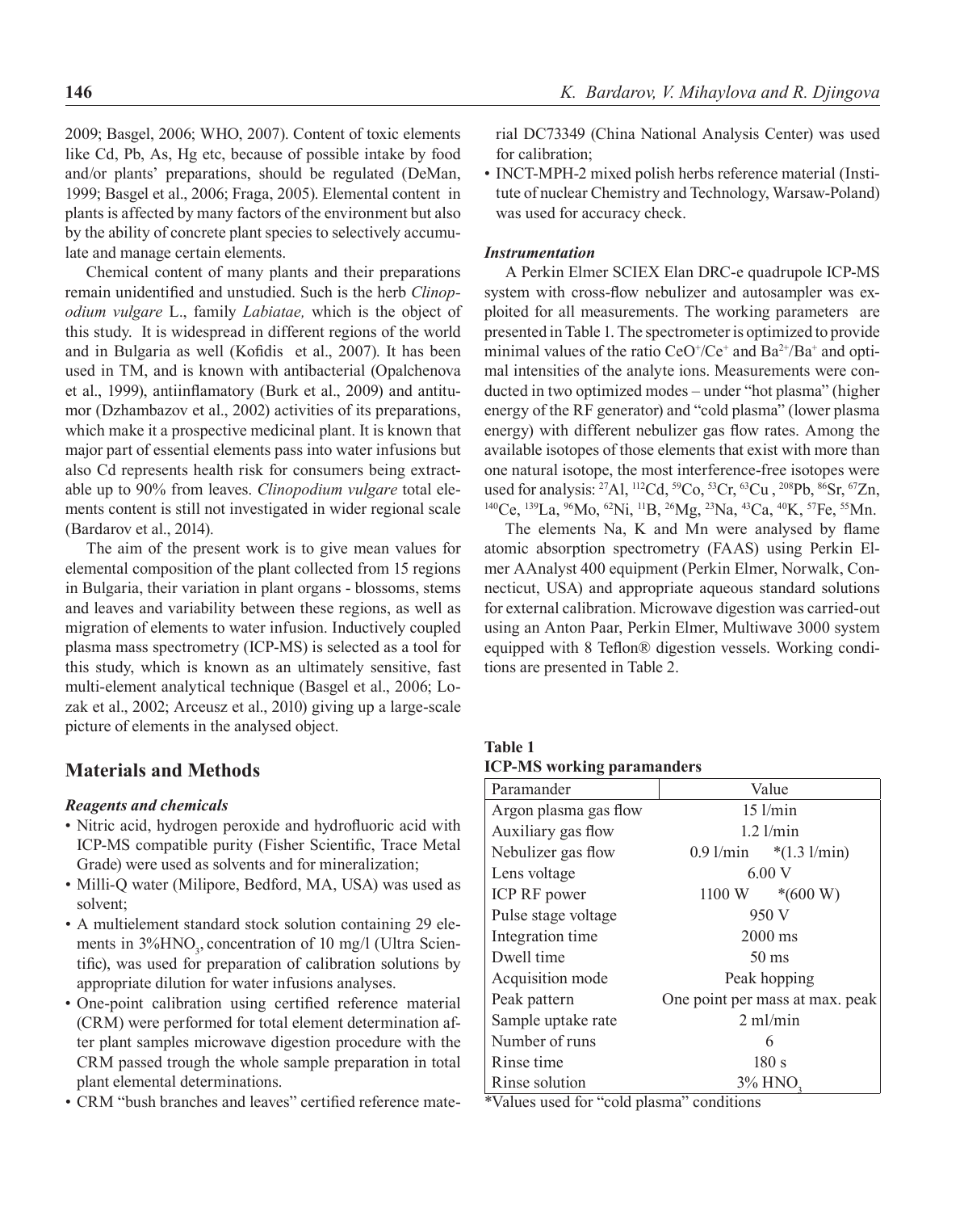2009; Basgel, 2006; WHO, 2007). Content of toxic elements like Cd, Pb, As, Hg etc, because of possible intake by food and/or plants' preparations, should be regulated (DeMan, 1999; Basgel et al., 2006; Fraga, 2005). Elemental content in plants is affected by many factors of the environment but also by the ability of concrete plant species to selectively accumulate and manage certain elements.

Chemical content of many plants and their preparations remain unidentified and unstudied. Such is the herb *Clinopodium vulgare* L., family *Labiatae,* which is the object of this study. It is widespread in different regions of the world and in Bulgaria as well (Kofidis et al., 2007). It has been used in TM, and is known with antibacterial (Opalchenova et al., 1999), antiinflamatory (Burk et al., 2009) and antitumor (Dzhambazov et al., 2002) activities of its preparations, which make it a prospective medicinal plant. It is known that major part of essential elements pass into water infusions but also Cd represents health risk for consumers being extractable up to 90% from leaves. *Clinopodium vulgare* total elements content is still not investigated in wider regional scale (Bardarov et al., 2014).

The aim of the present work is to give mean values for elemental composition of the plant collected from 15 regions in Bulgaria, their variation in plant organs - blossoms, stems and leaves and variability between these regions, as well as migration of elements to water infusion. Inductively coupled plasma mass spectrometry (ICP-MS) is selected as a tool for this study, which is known as an ultimately sensitive, fast multi-element analytical technique (Basgel et al., 2006; Lozak et al., 2002; Arceusz et al., 2010) giving up a large-scale picture of elements in the analysed object.

## Materials and Methods

### *Reagents and chemicals*

- Nitric acid, hydrogen peroxide and hydrofluoric acid with ICP-MS compatible purity (Fisher Scientific, Trace Metal Grade) were used as solvents and for mineralization;
- Milli-Q water (Milipore, Bedford, MA, USA) was used as solvent;
- A multielement standard stock solution containing 29 elements in 3%$HNO_3$, concentration of 10 mg/l (Ultra Scientific), was used for preparation of calibration solutions by appropriate dilution for water infusions analyses.
- One-point calibration using certified reference material (CRM) were performed for total element determination after plant samples microwave digestion procedure with the CRM passed trough the whole sample preparation in total plant elemental determinations.
- CRM "bush branches and leaves" certified reference material DC73349 (China National Analysis Center) was used for calibration;
- INCT-MPH-2 mixed polish herbs reference material (Institute of nuclear Chemistry and Technology, Warsaw-Poland) was used for accuracy check.

### *Instrumentation*

A Perkin Elmer SCIEX Elan DRC-e quadrupole ICP-MS system with cross-flow nebulizer and autosampler was exploited for all measurements. The working parameters are presented in Table 1. The spectrometer is optimized to provide minimal values of the ratio $CeO^+/Ce^+$ and $Ba^{2+}/Ba^+$ and optimal intensities of the analyte ions. Measurements were conducted in two optimized modes – under "hot plasma" (higher energy of the RF generator) and "cold plasma" (lower plasma energy) with different nebulizer gas flow rates. Among the available isotopes of those elements that exist with more than one natural isotope, the most interference-free isotopes were used for analysis: $^{27}Al$, $^{112}Cd$, $^{59}Co$, $^{53}Cr$, $^{63}Cu$ , $^{208}Pb$, $^{86}Sr$, $^{67}Zn$, $^{140}Ce$, $^{139}La$, $^{96}Mo$, $^{62}Ni$, $^{11}B$, $^{26}Mg$, $^{23}Na$, $^{43}Ca$, $^{40}K$, $^{57}Fe$, $^{55}Mn$.

The elements Na, K and Mn were analysed by flame atomic absorption spectrometry (FAAS) using Perkin Elmer AAnalyst 400 equipment (Perkin Elmer, Norwalk, Connecticut, USA) and appropriate aqueous standard solutions for external calibration. Microwave digestion was carried-out using an Anton Paar, Perkin Elmer, Multiwave 3000 system equipped with 8 Teflon® digestion vessels. Working conditions are presented in Table 2.

**Table 1**
**ICP-MS working paramanders**

| Paramander | Value |
|---|---|
| Argon plasma gas flow | 15 l/min |
| Auxiliary gas flow | 1.2 l/min |
| Nebulizer gas flow | 0.9 l/min *(1.3 l/min) |
| Lens voltage | 6.00 V |
| ICP RF power | 1100 W *(600 W) |
| Pulse stage voltage | 950 V |
| Integration time | 2000 ms |
| Dwell time | 50 ms |
| Acquisition mode | Peak hopping |
| Peak pattern | One point per mass at max. peak |
| Sample uptake rate | 2 ml/min |
| Number of runs | 6 |
| Rinse time | 180 s |
| Rinse solution | 3% $HNO_3$ |

*Values used for "cold plasma" conditions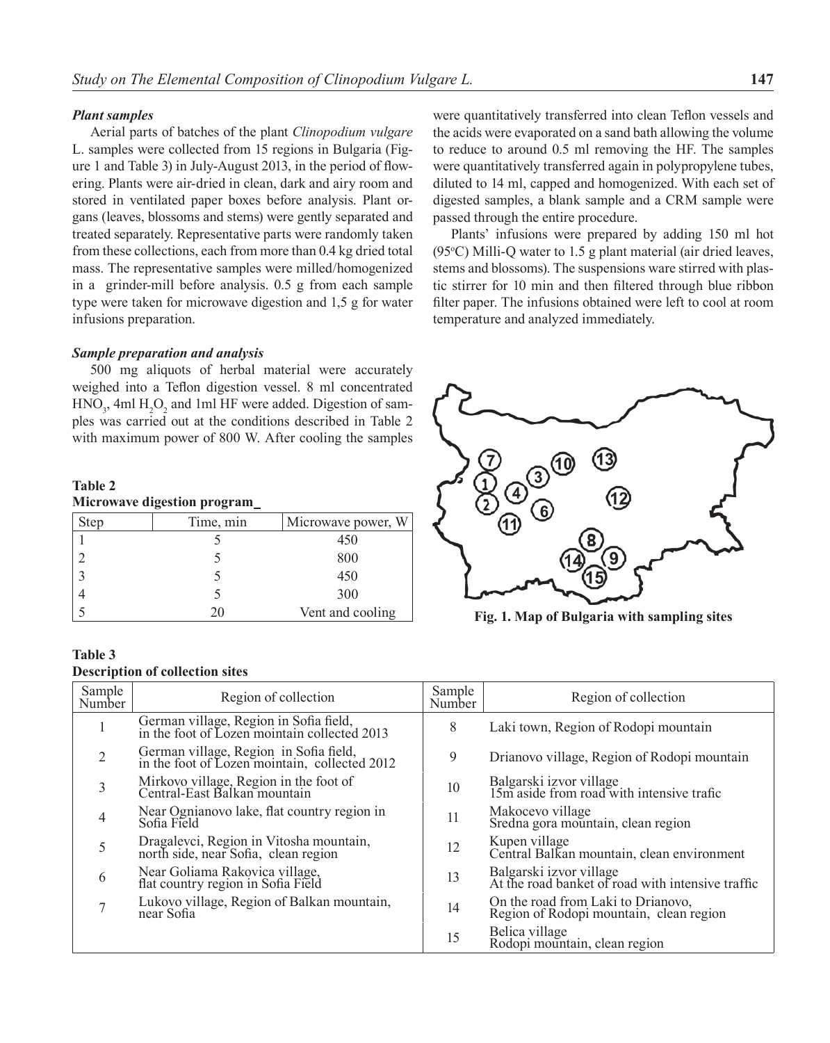### *Plant samples*

Aerial parts of batches of the plant *Clinopodium vulgare* L. samples were collected from 15 regions in Bulgaria (Figure 1 and Table 3) in July-August 2013, in the period of flowering. Plants were air-dried in clean, dark and airy room and stored in ventilated paper boxes before analysis. Plant organs (leaves, blossoms and stems) were gently separated and treated separately. Representative parts were randomly taken from these collections, each from more than 0.4 kg dried total mass. The representative samples were milled/homogenized in a grinder-mill before analysis. 0.5 g from each sample type were taken for microwave digestion and 1,5 g for water infusions preparation.

### *Sample preparation and analysis*

500 mg aliquots of herbal material were accurately weighed into a Teflon digestion vessel. 8 ml concentrated $HNO_3$, 4ml $H_2O_2$ and 1ml HF were added. Digestion of samples was carried out at the conditions described in Table 2 with maximum power of 800 W. After cooling the samples were quantitatively transferred into clean Teflon vessels and the acids were evaporated on a sand bath allowing the volume to reduce to around 0.5 ml removing the HF. The samples were quantitatively transferred again in polypropylene tubes, diluted to 14 ml, capped and homogenized. With each set of digested samples, a blank sample and a CRM sample were passed through the entire procedure.

Plants' infusions were prepared by adding 150 ml hot (95°C) Milli-Q water to 1.5 g plant material (air dried leaves, stems and blossoms). The suspensions ware stirred with plastic stirrer for 10 min and then filtered through blue ribbon filter paper. The infusions obtained were left to cool at room temperature and analyzed immediately.

**Table 2**
**Microwave digestion program**

| Step | Time, min | Microwave power, W |
|---|---|---|
| 1 | 5 | 450 |
| 2 | 5 | 800 |
| 3 | 5 | 450 |
| 4 | 5 | 300 |
| 5 | 20 | Vent and cooling |

**Fig. 1. Map of Bulgaria with sampling sites**

**Table 3**
**Description of collection sites**

| Sample Number | Region of collection | Sample Number | Region of collection |
|---|---|---|---|
| 1 | German village, Region in Sofia field, in the foot of Lozen mointain collected 2013 | 8 | Laki town, Region of Rodopi mountain |
| 2 | German village, Region in Sofia field, in the foot of Lozen mointain, collected 2012 | 9 | Drianovo village, Region of Rodopi mountain |
| 3 | Mirkovo village, Region in the foot of Central-East Balkan mountain | 10 | Balgarski izvor village 15m aside from road with intensive trafic |
| 4 | Near Ognianovo lake, flat country region in Sofia Field | 11 | Makocevo village Sredna gora mountain, clean region |
| 5 | Dragalevci, Region in Vitosha mountain, north side, near Sofia, clean region | 12 | Kupen village Central Balkan mountain, clean environment |
| 6 | Near Goliama Rakovica village, flat country region in Sofia Field | 13 | Balgarski izvor village At the road banket of road with intensive traffic |
| 7 | Lukovo village, Region of Balkan mountain, near Sofia | 14 | On the road from Laki to Drianovo, Region of Rodopi mountain, clean region |
| | | 15 | Belica village Rodopi mountain, clean region |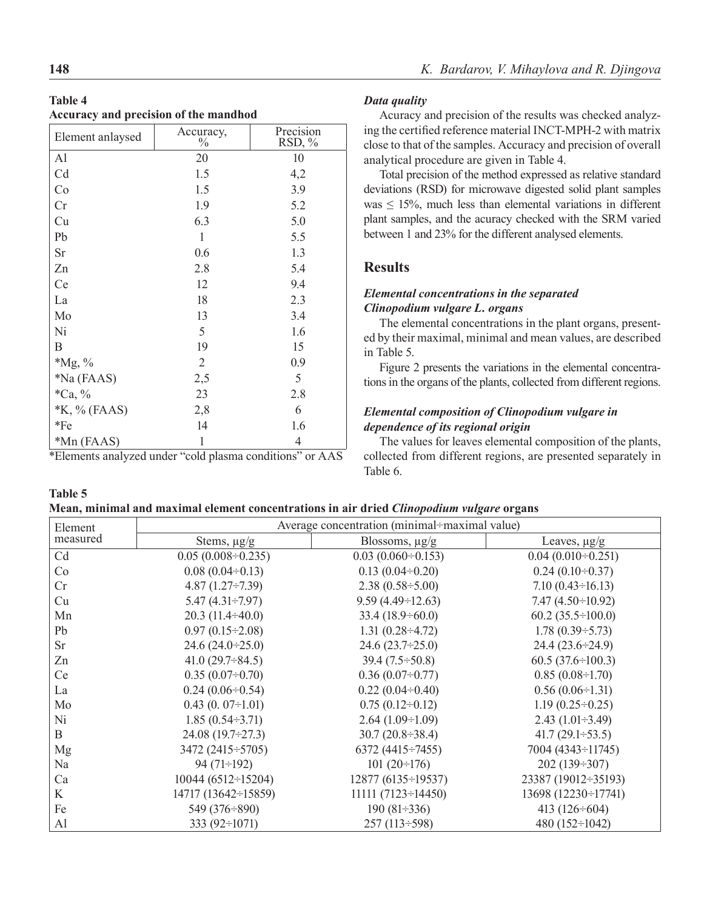**Table 4**
**Accuracy and precision of the mandhod**

| Element anlaysed | Accuracy, % | Precision RSD, % |
|---|---|---|
| Al | 20 | 10 |
| Cd | 1.5 | 4,2 |
| Co | 1.5 | 3.9 |
| Cr | 1.9 | 5.2 |
| Cu | 6.3 | 5.0 |
| Pb | 1 | 5.5 |
| Sr | 0.6 | 1.3 |
| Zn | 2.8 | 5.4 |
| Ce | 12 | 9.4 |
| La | 18 | 2.3 |
| Mo | 13 | 3.4 |
| Ni | 5 | 1.6 |
| B | 19 | 15 |
| *Mg, % | 2 | 0.9 |
| *Na (FAAS) | 2,5 | 5 |
| *Ca, % | 23 | 2.8 |
| *K, % (FAAS) | 2,8 | 6 |
| *Fe | 14 | 1.6 |
| *Mn (FAAS) | 1 | 4 |

*Elements analyzed under "cold plasma conditions" or AAS

### *Data quality*

Acuracy and precision of the results was checked analyzing the certified reference material INCT-MPH-2 with matrix close to that of the samples. Accuracy and precision of overall analytical procedure are given in Table 4.

Total precision of the method expressed as relative standard deviations (RSD) for microwave digested solid plant samples was ≤ 15%, much less than elemental variations in different plant samples, and the acuracy checked with the SRM varied between 1 and 23% for the different analysed elements.

## Results

### *Elemental concentrations in the separated Clinopodium vulgare L. organs*

The elemental concentrations in the plant organs, presented by their maximal, minimal and mean values, are described in Table 5.

Figure 2 presents the variations in the elemental concentrations in the organs of the plants, collected from different regions.

### *Elemental composition of Clinopodium vulgare in dependence of its regional origin*

The values for leaves elemental composition of the plants, collected from different regions, are presented separately in Table 6.

**Table 5**
**Mean, minimal and maximal element concentrations in air dried *Clinopodium vulgare* organs**

| Element measured | Average concentration (minimal÷maximal value) | | |
|---|---|---|---|
| | Stems, μg/g | Blossoms, μg/g | Leaves, μg/g |
| Cd | 0.05 (0.008÷0.235) | 0.03 (0.060÷0.153) | 0.04 (0.010÷0.251) |
| Co | 0.08 (0.04÷0.13) | 0.13 (0.04÷0.20) | 0.24 (0.10÷0.37) |
| Cr | 4.87 (1.27÷7.39) | 2.38 (0.58÷5.00) | 7.10 (0.43÷16.13) |
| Cu | 5.47 (4.31÷7.97) | 9.59 (4.49÷12.63) | 7.47 (4.50÷10.92) |
| Mn | 20.3 (11.4÷40.0) | 33.4 (18.9÷60.0) | 60.2 (35.5÷100.0) |
| Pb | 0.97 (0.15÷2.08) | 1.31 (0.28÷4.72) | 1.78 (0.39÷5.73) |
| Sr | 24.6 (24.0÷25.0) | 24.6 (23.7÷25.0) | 24.4 (23.6÷24.9) |
| Zn | 41.0 (29.7÷84.5) | 39.4 (7.5÷50.8) | 60.5 (37.6÷100.3) |
| Ce | 0.35 (0.07÷0.70) | 0.36 (0.07÷0.77) | 0.85 (0.08÷1.70) |
| La | 0.24 (0.06÷0.54) | 0.22 (0.04÷0.40) | 0.56 (0.06÷1.31) |
| Mo | 0.43 (0. 07÷1.01) | 0.75 (0.12÷0.12) | 1.19 (0.25÷0.25) |
| Ni | 1.85 (0.54÷3.71) | 2.64 (1.09÷1.09) | 2.43 (1.01÷3.49) |
| B | 24.08 (19.7÷27.3) | 30.7 (20.8÷38.4) | 41.7 (29.1÷53.5) |
| Mg | 3472 (2415÷5705) | 6372 (4415÷7455) | 7004 (4343÷11745) |
| Na | 94 (71÷192) | 101 (20÷176) | 202 (139÷307) |
| Ca | 10044 (6512÷15204) | 12877 (6135÷19537) | 23387 (19012÷35193) |
| K | 14717 (13642÷15859) | 11111 (7123÷14450) | 13698 (12230÷17741) |
| Fe | 549 (376÷890) | 190 (81÷336) | 413 (126÷604) |
| Al | 333 (92÷1071) | 257 (113÷598) | 480 (152÷1042) |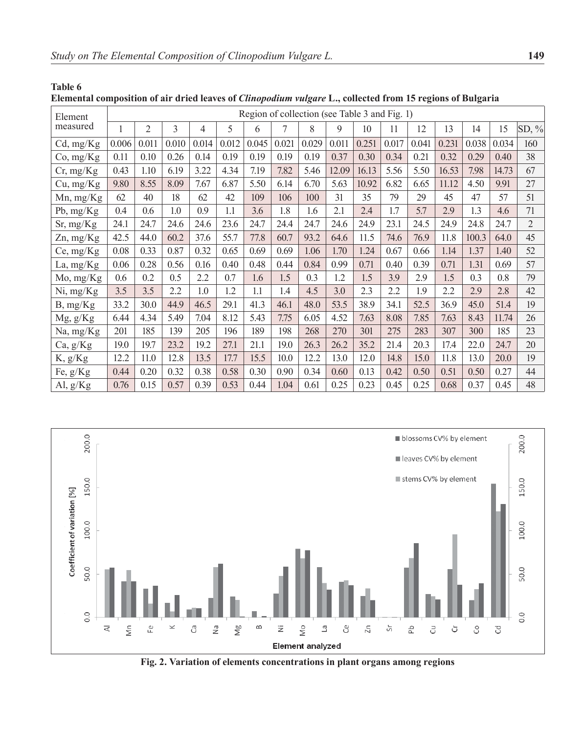**Table 6**
**Elemental composition of air dried leaves of *Clinopodium vulgare* L., collected from 15 regions of Bulgaria**

| Element measured | Region of collection (see Table 3 and Fig. 1) | | | | | | | | | | | | | | | |
|---|---|---|---|---|---|---|---|---|---|---|---|---|---|---|---|---|
| | 1 | 2 | 3 | 4 | 5 | 6 | 7 | 8 | 9 | 10 | 11 | 12 | 13 | 14 | 15 | SD, % |
| Cd, mg/Kg | 0.006 | 0.011 | 0.010 | 0.014 | 0.012 | 0.045 | 0.021 | 0.029 | 0.011 | 0.251 | 0.017 | 0.041 | 0.231 | 0.038 | 0.034 | 160 |
| Co, mg/Kg | 0.11 | 0.10 | 0.26 | 0.14 | 0.19 | 0.19 | 0.19 | 0.19 | 0.37 | 0.30 | 0.34 | 0.21 | 0.32 | 0.29 | 0.40 | 38 |
| Cr, mg/Kg | 0.43 | 1.10 | 6.19 | 3.22 | 4.34 | 7.19 | 7.82 | 5.46 | 12.09 | 16.13 | 5.56 | 5.50 | 16.53 | 7.98 | 14.73 | 67 |
| Cu, mg/Kg | 9.80 | 8.55 | 8.09 | 7.67 | 6.87 | 5.50 | 6.14 | 6.70 | 5.63 | 10.92 | 6.82 | 6.65 | 11.12 | 4.50 | 9.91 | 27 |
| Mn, mg/Kg | 62 | 40 | 18 | 62 | 42 | 109 | 106 | 100 | 31 | 35 | 79 | 29 | 45 | 47 | 57 | 51 |
| Pb, mg/Kg | 0.4 | 0.6 | 1.0 | 0.9 | 1.1 | 3.6 | 1.8 | 1.6 | 2.1 | 2.4 | 1.7 | 5.7 | 2.9 | 1.3 | 4.6 | 71 |
| Sr, mg/Kg | 24.1 | 24.7 | 24.6 | 24.6 | 23.6 | 24.7 | 24.4 | 24.7 | 24.6 | 24.9 | 23.1 | 24.5 | 24.9 | 24.8 | 24.7 | 2 |
| Zn, mg/Kg | 42.5 | 44.0 | 60.2 | 37.6 | 55.7 | 77.8 | 60.7 | 93.2 | 64.6 | 11.5 | 74.6 | 76.9 | 11.8 | 100.3 | 64.0 | 45 |
| Ce, mg/Kg | 0.08 | 0.33 | 0.87 | 0.32 | 0.65 | 0.69 | 0.69 | 1.06 | 1.70 | 1.24 | 0.67 | 0.66 | 1.14 | 1.37 | 1.40 | 52 |
| La, mg/Kg | 0.06 | 0.28 | 0.56 | 0.16 | 0.40 | 0.48 | 0.44 | 0.84 | 0.99 | 0.71 | 0.40 | 0.39 | 0.71 | 1.31 | 0.69 | 57 |
| Mo, mg/Kg | 0.6 | 0.2 | 0.5 | 2.2 | 0.7 | 1.6 | 1.5 | 0.3 | 1.2 | 1.5 | 3.9 | 2.9 | 1.5 | 0.3 | 0.8 | 79 |
| Ni, mg/Kg | 3.5 | 3.5 | 2.2 | 1.0 | 1.2 | 1.1 | 1.4 | 4.5 | 3.0 | 2.3 | 2.2 | 1.9 | 2.2 | 2.9 | 2.8 | 42 |
| B, mg/Kg | 33.2 | 30.0 | 44.9 | 46.5 | 29.1 | 41.3 | 46.1 | 48.0 | 53.5 | 38.9 | 34.1 | 52.5 | 36.9 | 45.0 | 51.4 | 19 |
| Mg, g/Kg | 6.44 | 4.34 | 5.49 | 7.04 | 8.12 | 5.43 | 7.75 | 6.05 | 4.52 | 7.63 | 8.08 | 7.85 | 7.63 | 8.43 | 11.74 | 26 |
| Na, mg/Kg | 201 | 185 | 139 | 205 | 196 | 189 | 198 | 268 | 270 | 301 | 275 | 283 | 307 | 300 | 185 | 23 |
| Ca, g/Kg | 19.0 | 19.7 | 23.2 | 19.2 | 27.1 | 21.1 | 19.0 | 26.3 | 26.2 | 35.2 | 21.4 | 20.3 | 17.4 | 22.0 | 24.7 | 20 |
| K, g/Kg | 12.2 | 11.0 | 12.8 | 13.5 | 17.7 | 15.5 | 10.0 | 12.2 | 13.0 | 12.0 | 14.8 | 15.0 | 11.8 | 13.0 | 20.0 | 19 |
| Fe, g/Kg | 0.44 | 0.20 | 0.32 | 0.38 | 0.58 | 0.30 | 0.90 | 0.34 | 0.60 | 0.13 | 0.42 | 0.50 | 0.51 | 0.50 | 0.27 | 44 |
| Al, g/Kg | 0.76 | 0.15 | 0.57 | 0.39 | 0.53 | 0.44 | 1.04 | 0.61 | 0.25 | 0.23 | 0.45 | 0.25 | 0.68 | 0.37 | 0.45 | 48 |

**Fig. 2. Variation of elements concentrations in plant organs among regions**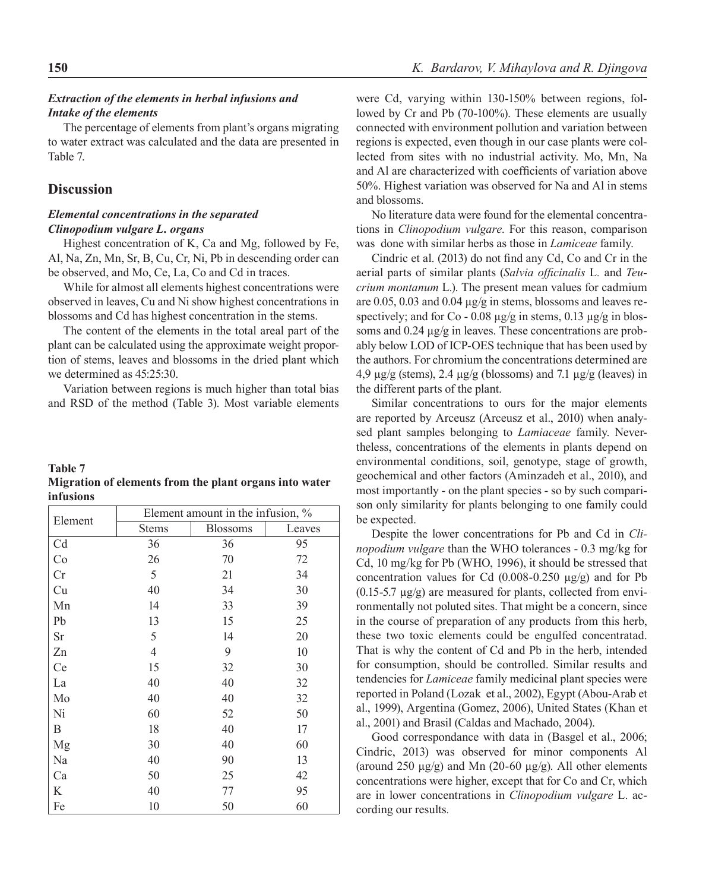### *Extraction of the elements in herbal infusions and Intake of the elements*

The percentage of elements from plant's organs migrating to water extract was calculated and the data are presented in Table 7.

## Discussion

### *Elemental concentrations in the separated Clinopodium vulgare L. organs*

Highest concentration of K, Ca and Mg, followed by Fe, Al, Na, Zn, Mn, Sr, B, Cu, Cr, Ni, Pb in descending order can be observed, and Mo, Ce, La, Co and Cd in traces.

While for almost all elements highest concentrations were observed in leaves, Cu and Ni show highest concentrations in blossoms and Cd has highest concentration in the stems.

The content of the elements in the total areal part of the plant can be calculated using the approximate weight proportion of stems, leaves and blossoms in the dried plant which we determined as 45:25:30.

Variation between regions is much higher than total bias and RSD of the method (Table 3). Most variable elements were Cd, varying within 130-150% between regions, followed by Cr and Pb (70-100%). These elements are usually connected with environment pollution and variation between regions is expected, even though in our case plants were collected from sites with no industrial activity. Mo, Mn, Na and Al are characterized with coefficients of variation above 50%. Highest variation was observed for Na and Al in stems and blossoms.

**Table 7**
**Migration of elements from the plant organs into water infusions**

| Element | Element amount in the infusion, % | | |
|---|---|---|---|
| | Stems | Blossoms | Leaves |
| Cd | 36 | 36 | 95 |
| Co | 26 | 70 | 72 |
| Cr | 5 | 21 | 34 |
| Cu | 40 | 34 | 30 |
| Mn | 14 | 33 | 39 |
| Pb | 13 | 15 | 25 |
| Sr | 5 | 14 | 20 |
| Zn | 4 | 9 | 10 |
| Ce | 15 | 32 | 30 |
| La | 40 | 40 | 32 |
| Mo | 40 | 40 | 32 |
| Ni | 60 | 52 | 50 |
| B | 18 | 40 | 17 |
| Mg | 30 | 40 | 60 |
| Na | 40 | 90 | 13 |
| Ca | 50 | 25 | 42 |
| K | 40 | 77 | 95 |
| Fe | 10 | 50 | 60 |

No literature data were found for the elemental concentrations in *Clinopodium vulgare*. For this reason, comparison was done with similar herbs as those in *Lamiceae* family.

Cindric et al. (2013) do not find any Cd, Co and Cr in the aerial parts of similar plants (*Salvia officinalis* L. and *Teucrium montanum* L.). The present mean values for cadmium are 0.05, 0.03 and 0.04 µg/g in stems, blossoms and leaves respectively; and for Co - 0.08 µg/g in stems, 0.13 µg/g in blossoms and 0.24 µg/g in leaves. These concentrations are probably below LOD of ICP-OES technique that has been used by the authors. For chromium the concentrations determined are 4,9 µg/g (stems), 2.4 µg/g (blossoms) and 7.1 µg/g (leaves) in the different parts of the plant.

Similar concentrations to ours for the major elements are reported by Arceusz (Arceusz et al., 2010) when analysed plant samples belonging to *Lamiaceae* family. Nevertheless, concentrations of the elements in plants depend on environmental conditions, soil, genotype, stage of growth, geochemical and other factors (Aminzadeh et al., 2010), and most importantly - on the plant species - so by such comparison only similarity for plants belonging to one family could be expected.

Despite the lower concentrations for Pb and Cd in *Clinopodium vulgare* than the WHO tolerances - 0.3 mg/kg for Cd, 10 mg/kg for Pb (WHO, 1996), it should be stressed that concentration values for Cd (0.008-0.250 µg/g) and for Pb (0.15-5.7 µg/g) are measured for plants, collected from environmentally not poluted sites. That might be a concern, since in the course of preparation of any products from this herb, these two toxic elements could be engulfed concentratad. That is why the content of Cd and Pb in the herb, intended for consumption, should be controlled. Similar results and tendencies for *Lamiceae* family medicinal plant species were reported in Poland (Lozak et al., 2002), Egypt (Abou-Arab et al., 1999), Argentina (Gomez, 2006), United States (Khan et al., 2001) and Brasil (Caldas and Machado, 2004).

Good correspondance with data in (Basgel et al., 2006; Cindric, 2013) was observed for minor components Al (around 250 µg/g) and Mn (20-60 µg/g). All other elements concentrations were higher, except that for Co and Cr, which are in lower concentrations in *Clinopodium vulgare* L. according our results.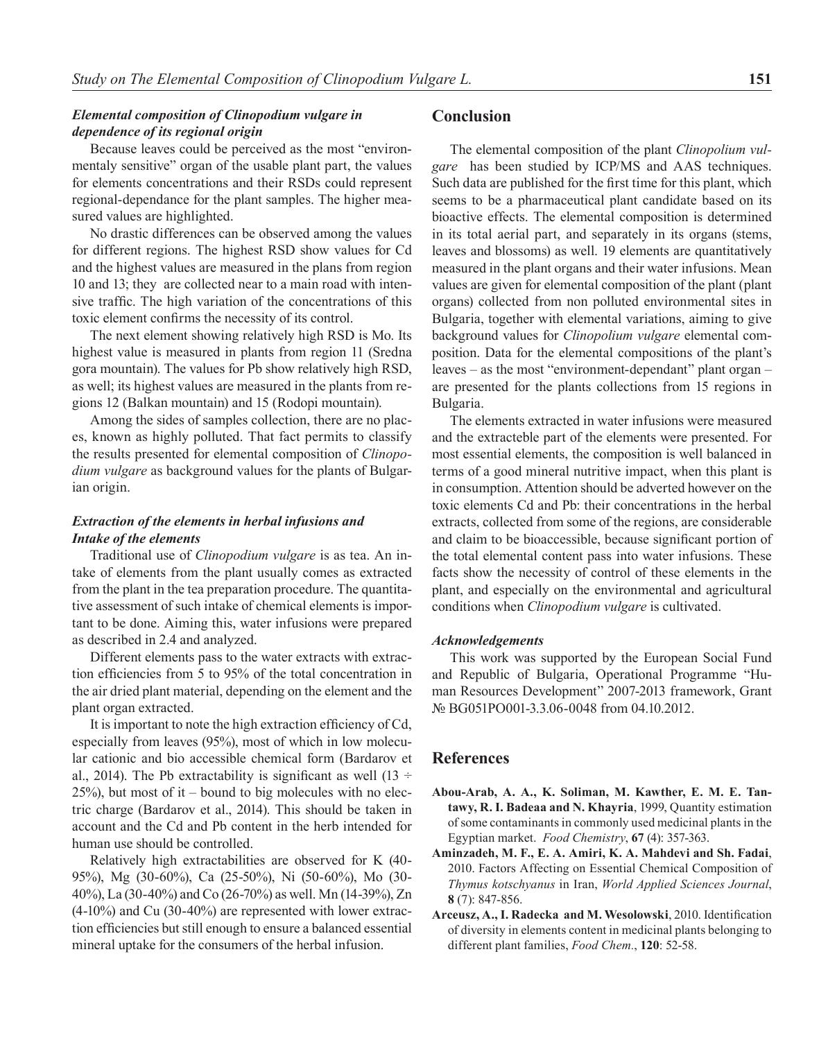### *Elemental composition of Clinopodium vulgare in dependence of its regional origin*

Because leaves could be perceived as the most "environmentaly sensitive" organ of the usable plant part, the values for elements concentrations and their RSDs could represent regional-dependance for the plant samples. The higher measured values are highlighted.

No drastic differences can be observed among the values for different regions. The highest RSD show values for Cd and the highest values are measured in the plans from region 10 and 13; they are collected near to a main road with intensive traffic. The high variation of the concentrations of this toxic element confirms the necessity of its control.

The next element showing relatively high RSD is Mo. Its highest value is measured in plants from region 11 (Sredna gora mountain). The values for Pb show relatively high RSD, as well; its highest values are measured in the plants from regions 12 (Balkan mountain) and 15 (Rodopi mountain).

Among the sides of samples collection, there are no places, known as highly polluted. That fact permits to classify the results presented for elemental composition of *Clinopodium vulgare* as background values for the plants of Bulgarian origin.

### *Extraction of the elements in herbal infusions and Intake of the elements*

Traditional use of *Clinopodium vulgare* is as tea. An intake of elements from the plant usually comes as extracted from the plant in the tea preparation procedure. The quantitative assessment of such intake of chemical elements is important to be done. Aiming this, water infusions were prepared as described in 2.4 and analyzed.

Different elements pass to the water extracts with extraction efficiencies from 5 to 95% of the total concentration in the air dried plant material, depending on the element and the plant organ extracted.

It is important to note the high extraction efficiency of Cd, especially from leaves (95%), most of which in low molecular cationic and bio accessible chemical form (Bardarov et al., 2014). The Pb extractability is significant as well (13 ÷ 25%), but most of it – bound to big molecules with no electric charge (Bardarov et al., 2014). This should be taken in account and the Cd and Pb content in the herb intended for human use should be controlled.

Relatively high extractabilities are observed for K (40-95%), Mg (30-60%), Ca (25-50%), Ni (50-60%), Mo (30-40%), La (30-40%) and Co (26-70%) as well. Mn (14-39%), Zn (4-10%) and Cu (30-40%) are represented with lower extraction efficiencies but still enough to ensure a balanced essential mineral uptake for the consumers of the herbal infusion.

## Conclusion

The elemental composition of the plant *Clinopolium vulgare* has been studied by ICP/MS and AAS techniques. Such data are published for the first time for this plant, which seems to be a pharmaceutical plant candidate based on its bioactive effects. The elemental composition is determined in its total aerial part, and separately in its organs (stems, leaves and blossoms) as well. 19 elements are quantitatively measured in the plant organs and their water infusions. Mean values are given for elemental composition of the plant (plant organs) collected from non polluted environmental sites in Bulgaria, together with elemental variations, aiming to give background values for *Clinopolium vulgare* elemental composition. Data for the elemental compositions of the plant's leaves – as the most "environment-dependant" plant organ – are presented for the plants collections from 15 regions in Bulgaria.

The elements extracted in water infusions were measured and the extracteble part of the elements were presented. For most essential elements, the composition is well balanced in terms of a good mineral nutritive impact, when this plant is in consumption. Attention should be adverted however on the toxic elements Cd and Pb: their concentrations in the herbal extracts, collected from some of the regions, are considerable and claim to be bioaccessible, because significant portion of the total elemental content pass into water infusions. These facts show the necessity of control of these elements in the plant, and especially on the environmental and agricultural conditions when *Clinopodium vulgare* is cultivated.

### *Acknowledgements*

This work was supported by the European Social Fund and Republic of Bulgaria, Operational Programme "Human Resources Development" 2007-2013 framework, Grant № BG051PO001-3.3.06-0048 from 04.10.2012.

## References

**Abou-Arab, A. A., K. Soliman, M. Kawther, E. M. E. Tantawy, R. I. Badeaa and N. Khayria**, 1999, Quantity estimation of some contaminants in commonly used medicinal plants in the Egyptian market. *Food Chemistry*, **67** (4): 357-363.

**Aminzadeh, M. F., E. A. Amiri, K. A. Mahdevi and Sh. Fadai**, 2010. Factors Affecting on Essential Chemical Composition of *Thymus kotschyanus* in Iran, *World Applied Sciences Journal*, **8** (7): 847-856.

**Arceusz, A., I. Radecka and M. Wesolowski**, 2010. Identification of diversity in elements content in medicinal plants belonging to different plant families, *Food Chem*., **120**: 52-58.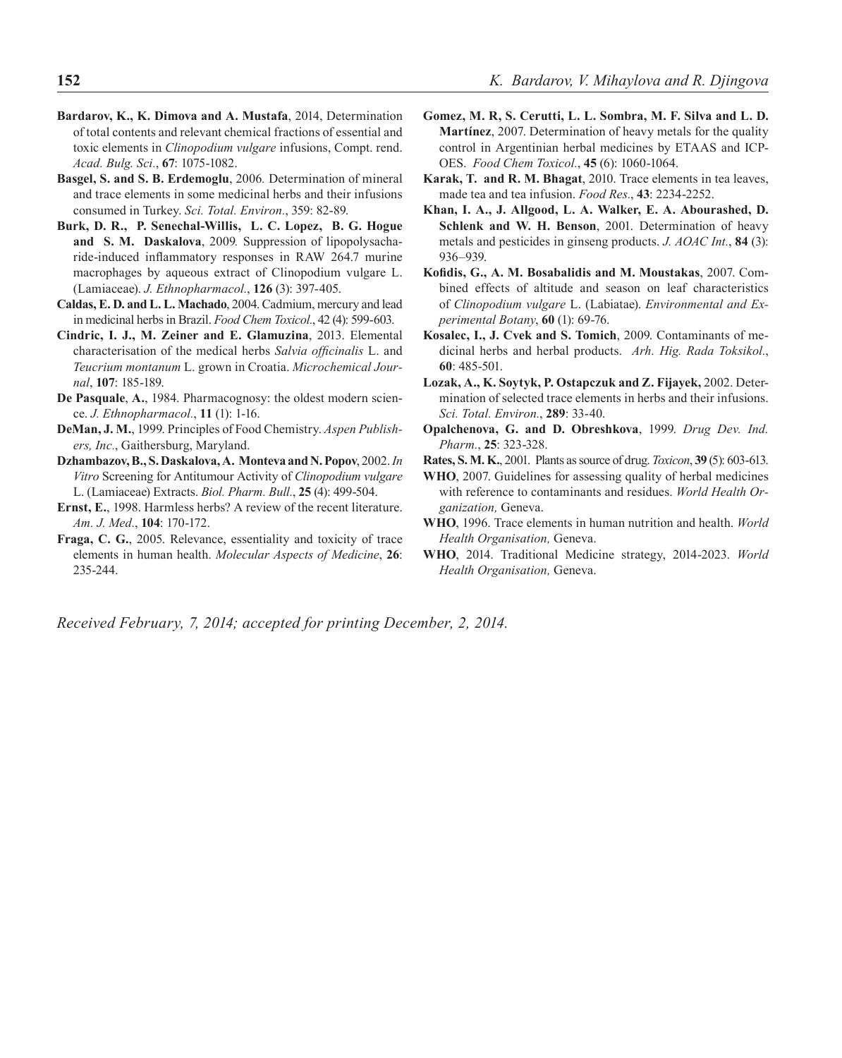**Bardarov, K., K. Dimova and A. Mustafa**, 2014, Determination of total contents and relevant chemical fractions of essential and toxic elements in *Clinopodium vulgare* infusions, Compt. rend. *Acad. Bulg. Sci*., **67**: 1075-1082.

**Basgel, S. and S. B. Erdemoglu**, 2006. Determination of mineral and trace elements in some medicinal herbs and their infusions consumed in Turkey. *Sci. Total. Environ*., 359: 82-89.

**Burk, D. R., P. Senechal-Willis, L. C. Lopez, B. G. Hogue and S. M. Daskalova**, 2009. Suppression of lipopolysacharide-induced inflammatory responses in RAW 264.7 murine macrophages by aqueous extract of Clinopodium vulgare L. (Lamiaceae). *J. Ethnopharmacol.*, **126** (3): 397-405.

**Caldas, E. D. and L. L. Machado**, 2004. Cadmium, mercury and lead in medicinal herbs in Brazil. *Food Chem Toxicol*., 42 (4): 599-603.

**Cindric, I. J., M. Zeiner and E. Glamuzina**, 2013. Elemental characterisation of the medical herbs *Salvia officinalis* L. and *Teucrium montanum* L. grown in Croatia. *Microchemical Journal*, **107**: 185-189.

**De Pasquale**, **A.**, 1984. Pharmacognosy: the oldest modern science. *J. Ethnopharmacol.*, **11** (1): 1-16.

**DeMan, J. M.**, 1999. Principles of Food Chemistry. *Aspen Publishers, Inc*., Gaithersburg, Maryland.

**Dzhambazov, B., S. Daskalova, A. Monteva and N. Popov**, 2002. *In Vitro* Screening for Antitumour Activity of *Clinopodium vulgare* L. (Lamiaceae) Extracts. *Biol. Pharm. Bull*., **25** (4): 499-504.

**Ernst, E.**, 1998. Harmless herbs? A review of the recent literature. *Am. J. Med*., **104**: 170-172.

**Fraga, C. G.**, 2005. Relevance, essentiality and toxicity of trace elements in human health. *Molecular Aspects of Medicine*, **26**: 235-244.

**Gomez, M. R, S. Cerutti, L. L. Sombra, M. F. Silva and L. D. Martínez**, 2007. Determination of heavy metals for the quality control in Argentinian herbal medicines by ETAAS and ICP-OES. *Food Chem Toxicol*., **45** (6): 1060-1064.

**Karak, T. and R. M. Bhagat**, 2010. Trace elements in tea leaves, made tea and tea infusion. *Food Res*., **43**: 2234-2252.

**Khan, I. A., J. Allgood, L. A. Walker, E. A. Abourashed, D. Schlenk and W. H. Benson**, 2001. Determination of heavy metals and pesticides in ginseng products. *J. AOAC Int*., **84** (3): 936–939.

**Kofidis, G., A. M. Bosabalidis and M. Moustakas**, 2007. Combined effects of altitude and season on leaf characteristics of *Clinopodium vulgare* L. (Labiatae). *Environmental and Experimental Botany*, **60** (1): 69-76.

**Kosalec, I., J. Cvek and S. Tomich**, 2009. Contaminants of medicinal herbs and herbal products. *Arh. Hig. Rada Toksikol*., **60**: 485-501.

**Lozak, A., K. Soytyk, P. Ostapczuk and Z. Fijayek,** 2002. Determination of selected trace elements in herbs and their infusions. *Sci. Total. Environ.*, **289**: 33-40.

**Opalchenova, G. and D. Obreshkova**, 1999. *Drug Dev. Ind. Pharm*., **25**: 323-328.

**Rates, S. M. K.**, 2001. Plants as source of drug. *Toxicon*, **39** (5): 603-613.

**WHO**, 2007. Guidelines for assessing quality of herbal medicines with reference to contaminants and residues. *World Health Organization,* Geneva.

**WHO**, 1996. Trace elements in human nutrition and health. *World Health Organisation,* Geneva.

**WHO**, 2014. Traditional Medicine strategy, 2014-2023. *World Health Organisation,* Geneva.

*Received February, 7, 2014; accepted for printing December, 2, 2014.*